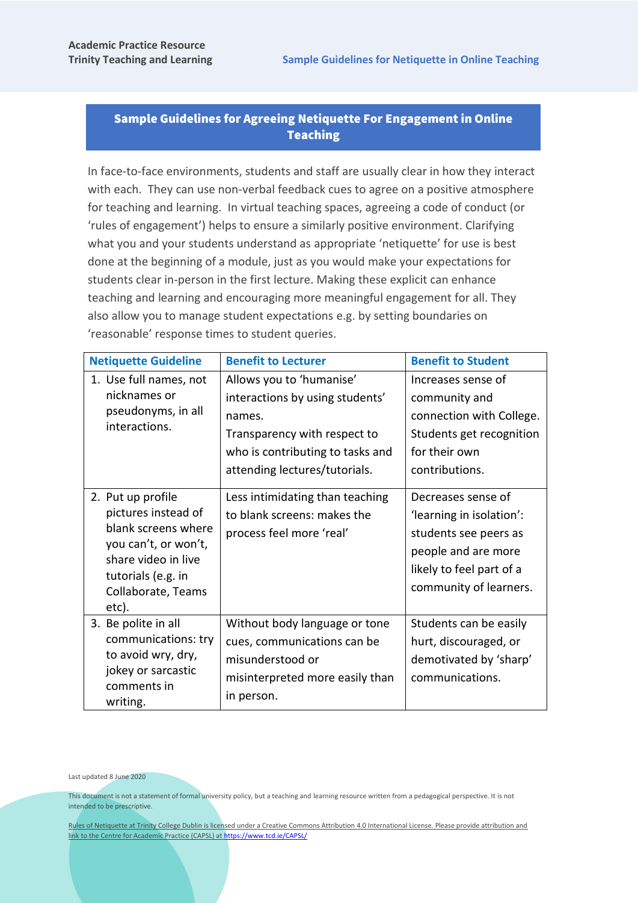# Sample Guidelines for Agreeing Netiquette For Engagement in Online Teaching

In face-to-face environments, students and staff are usually clear in how they interact with each. They can use non-verbal feedback cues to agree on a positive atmosphere for teaching and learning. In virtual teaching spaces, agreeing a code of conduct (or 'rules of engagement') helps to ensure a similarly positive environment. Clarifying what you and your students understand as appropriate 'netiquette' for use is best done at the beginning of a module, just as you would make your expectations for students clear in-person in the first lecture. Making these explicit can enhance teaching and learning and encouraging more meaningful engagement for all. They also allow you to manage student expectations e.g. by setting boundaries on 'reasonable' response times to student queries.

| Netiquette Guideline | Benefit to Lecturer | Benefit to Student |
|---|---|---|
| 1. Use full names, not nicknames or pseudonyms, in all interactions. | Allows you to 'humanise' interactions by using students' names. Transparency with respect to who is contributing to tasks and attending lectures/tutorials. | Increases sense of community and connection with College. Students get recognition for their own contributions. |
| 2. Put up profile pictures instead of blank screens where you can't, or won't, share video in live tutorials (e.g. in Collaborate, Teams etc). | Less intimidating than teaching to blank screens: makes the process feel more 'real' | Decreases sense of 'learning in isolation': students see peers as people and are more likely to feel part of a community of learners. |
| 3. Be polite in all communications: try to avoid wry, dry, jokey or sarcastic comments in writing. | Without body language or tone cues, communications can be misunderstood or misinterpreted more easily than in person. | Students can be easily hurt, discouraged, or demotivated by 'sharp' communications. |

Last updated 8 June 2020

This document is not a statement of formal university policy, but a teaching and learning resource written from a pedagogical perspective. It is not intended to be prescriptive.

Rules of Netiquette at Trinity College Dublin is licensed under a Creative Commons Attribution 4.0 International License. Please provide attribution and link to the Centre for Academic Practice (CAPSL) at https://www.tcd.ie/CAPSL/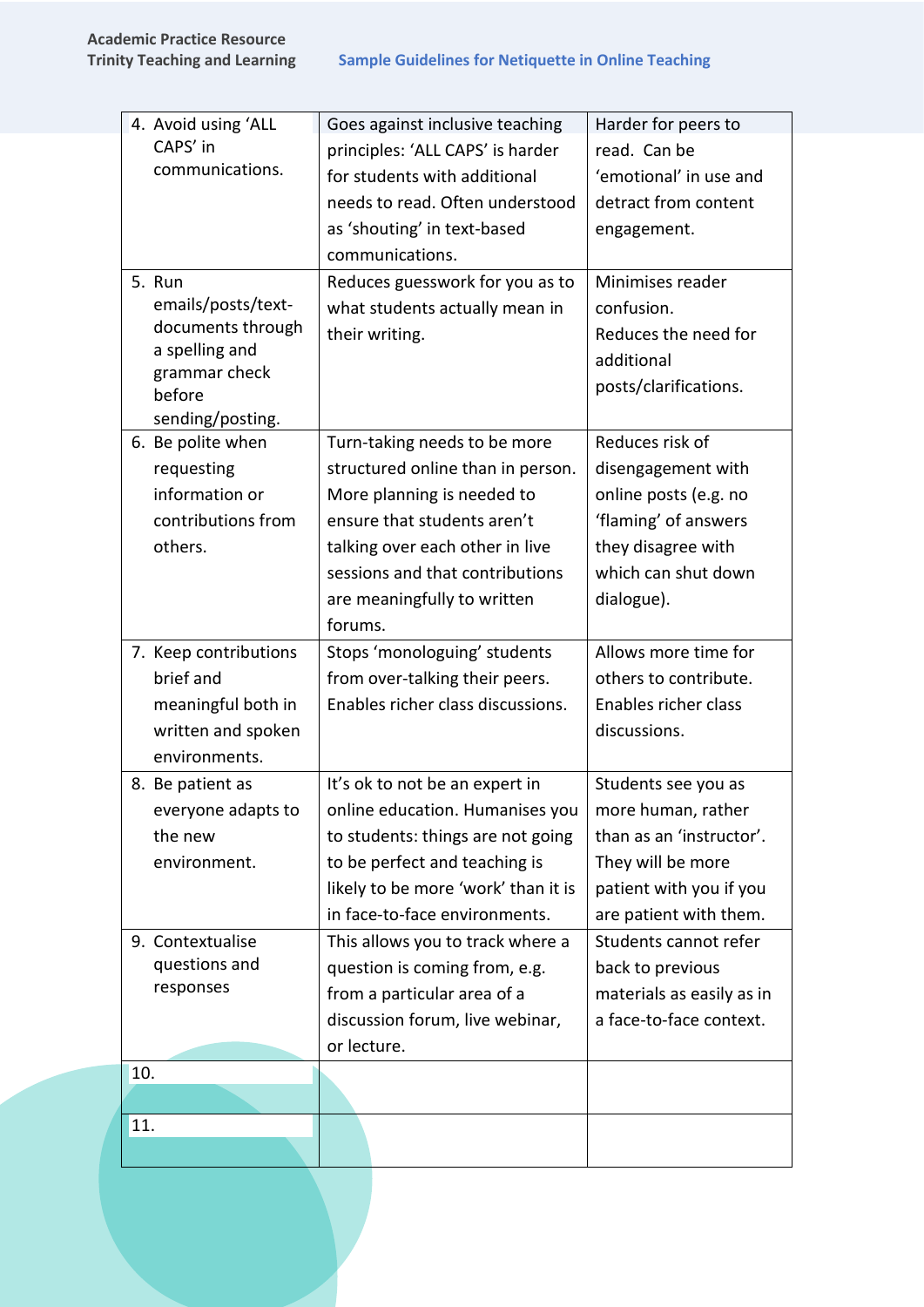| | | |
|---|---|---|
| 4. Avoid using 'ALL CAPS' in communications. | Goes against inclusive teaching principles: 'ALL CAPS' is harder for students with additional needs to read. Often understood as 'shouting' in text-based communications. | Harder for peers to read. Can be 'emotional' in use and detract from content engagement. |
| 5. Run emails/posts/text-documents through a spelling and grammar check before sending/posting. | Reduces guesswork for you as to what students actually mean in their writing. | Minimises reader confusion. Reduces the need for additional posts/clarifications. |
| 6. Be polite when requesting information or contributions from others. | Turn-taking needs to be more structured online than in person. More planning is needed to ensure that students aren't talking over each other in live sessions and that contributions are meaningfully to written forums. | Reduces risk of disengagement with online posts (e.g. no 'flaming' of answers they disagree with which can shut down dialogue). |
| 7. Keep contributions brief and meaningful both in written and spoken environments. | Stops 'monologuing' students from over-talking their peers. Enables richer class discussions. | Allows more time for others to contribute. Enables richer class discussions. |
| 8. Be patient as everyone adapts to the new environment. | It's ok to not be an expert in online education. Humanises you to students: things are not going to be perfect and teaching is likely to be more 'work' than it is in face-to-face environments. | Students see you as more human, rather than as an 'instructor'. They will be more patient with you if you are patient with them. |
| 9. Contextualise questions and responses | This allows you to track where a question is coming from, e.g. from a particular area of a discussion forum, live webinar, or lecture. | Students cannot refer back to previous materials as easily as in a face-to-face context. |
| 10. | | |
| 11. | | |